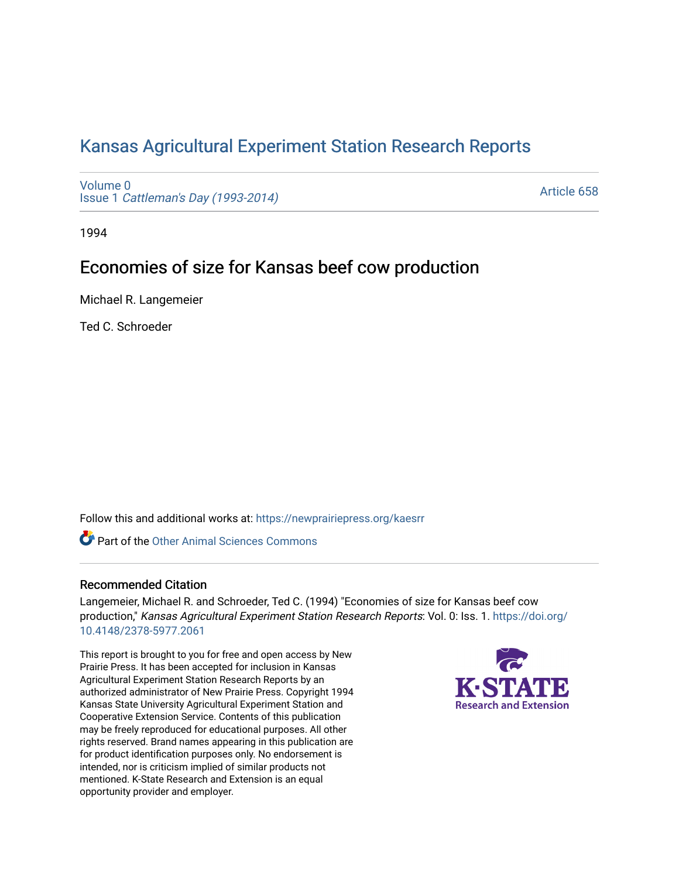# Kansas Agricultural Experiment Station Research Reports

Volume 0
Issue 1 *Cattleman's Day (1993-2014)*

Article 658

1994

## Economies of size for Kansas beef cow production

Michael R. Langemeier

Ted C. Schroeder

Follow this and additional works at: https://newprairiepress.org/kaesrr

Part of the Other Animal Sciences Commons

### Recommended Citation

Langemeier, Michael R. and Schroeder, Ted C. (1994) "Economies of size for Kansas beef cow production," *Kansas Agricultural Experiment Station Research Reports*: Vol. 0: Iss. 1. https://doi.org/10.4148/2378-5977.2061

This report is brought to you for free and open access by New Prairie Press. It has been accepted for inclusion in Kansas Agricultural Experiment Station Research Reports by an authorized administrator of New Prairie Press. Copyright 1994 Kansas State University Agricultural Experiment Station and Cooperative Extension Service. Contents of this publication may be freely reproduced for educational purposes. All other rights reserved. Brand names appearing in this publication are for product identification purposes only. No endorsement is intended, nor is criticism implied of similar products not mentioned. K-State Research and Extension is an equal opportunity provider and employer.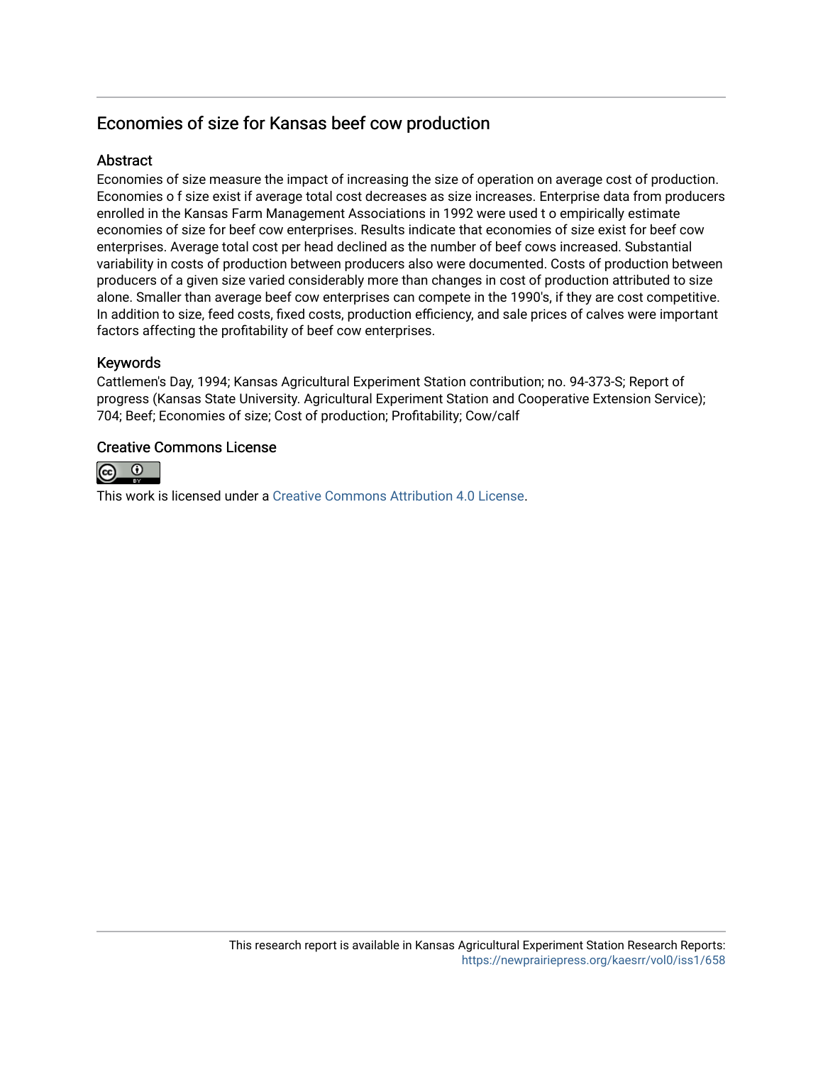## Economies of size for Kansas beef cow production

### Abstract

Economies of size measure the impact of increasing the size of operation on average cost of production. Economies o f size exist if average total cost decreases as size increases. Enterprise data from producers enrolled in the Kansas Farm Management Associations in 1992 were used t o empirically estimate economies of size for beef cow enterprises. Results indicate that economies of size exist for beef cow enterprises. Average total cost per head declined as the number of beef cows increased. Substantial variability in costs of production between producers also were documented. Costs of production between producers of a given size varied considerably more than changes in cost of production attributed to size alone. Smaller than average beef cow enterprises can compete in the 1990's, if they are cost competitive. In addition to size, feed costs, fixed costs, production efficiency, and sale prices of calves were important factors affecting the profitability of beef cow enterprises.

### Keywords

Cattlemen's Day, 1994; Kansas Agricultural Experiment Station contribution; no. 94-373-S; Report of progress (Kansas State University. Agricultural Experiment Station and Cooperative Extension Service); 704; Beef; Economies of size; Cost of production; Profitability; Cow/calf

### Creative Commons License

This work is licensed under a Creative Commons Attribution 4.0 License.

This research report is available in Kansas Agricultural Experiment Station Research Reports: https://newprairiepress.org/kaesrr/vol0/iss1/658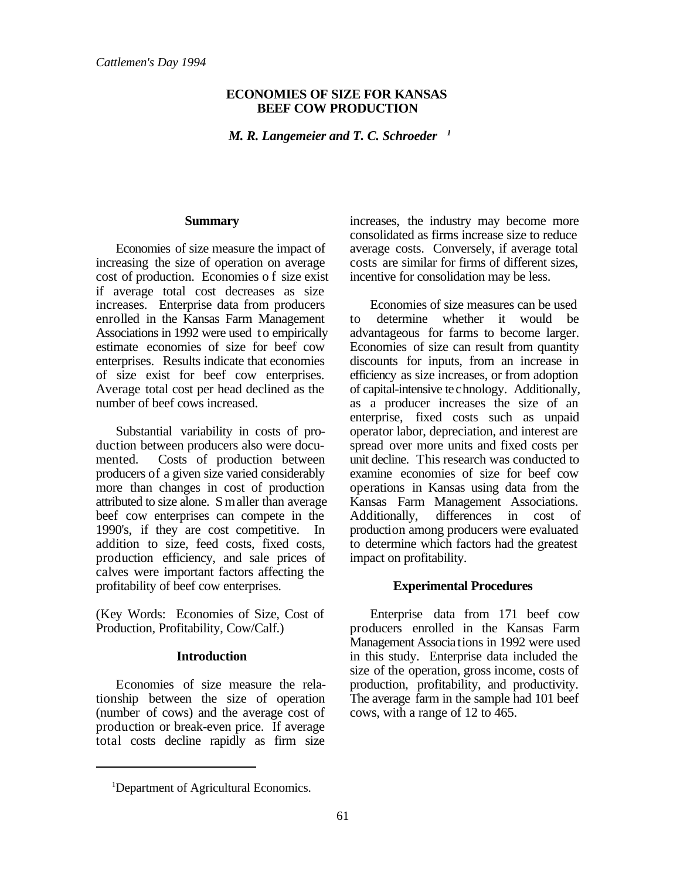*Cattlemen's Day 1994*

# ECONOMIES OF SIZE FOR KANSAS BEEF COW PRODUCTION

***M. R. Langemeier and T. C. Schroeder*** [1]

## Summary

Economies of size measure the impact of increasing the size of operation on average cost of production. Economies of size exist if average total cost decreases as size increases. Enterprise data from producers enrolled in the Kansas Farm Management Associations in 1992 were used to empirically estimate economies of size for beef cow enterprises. Results indicate that economies of size exist for beef cow enterprises. Average total cost per head declined as the number of beef cows increased.

Substantial variability in costs of production between producers also were documented. Costs of production between producers of a given size varied considerably more than changes in cost of production attributed to size alone. Smaller than average beef cow enterprises can compete in the 1990's, if they are cost competitive. In addition to size, feed costs, fixed costs, production efficiency, and sale prices of calves were important factors affecting the profitability of beef cow enterprises.

(Key Words: Economies of Size, Cost of Production, Profitability, Cow/Calf.)

## Introduction

Economies of size measure the relationship between the size of operation (number of cows) and the average cost of production or break-even price. If average total costs decline rapidly as firm size increases, the industry may become more consolidated as firms increase size to reduce average costs. Conversely, if average total costs are similar for firms of different sizes, incentive for consolidation may be less.

Economies of size measures can be used to determine whether it would be advantageous for farms to become larger. Economies of size can result from quantity discounts for inputs, from an increase in efficiency as size increases, or from adoption of capital-intensive technology. Additionally, as a producer increases the size of an enterprise, fixed costs such as unpaid operator labor, depreciation, and interest are spread over more units and fixed costs per unit decline. This research was conducted to examine economies of size for beef cow operations in Kansas using data from the Kansas Farm Management Associations. Additionally, differences in cost of production among producers were evaluated to determine which factors had the greatest impact on profitability.

## Experimental Procedures

Enterprise data from 171 beef cow producers enrolled in the Kansas Farm Management Associations in 1992 were used in this study. Enterprise data included the size of the operation, gross income, costs of production, profitability, and productivity. The average farm in the sample had 101 beef cows, with a range of 12 to 465.

---

[1] Department of Agricultural Economics.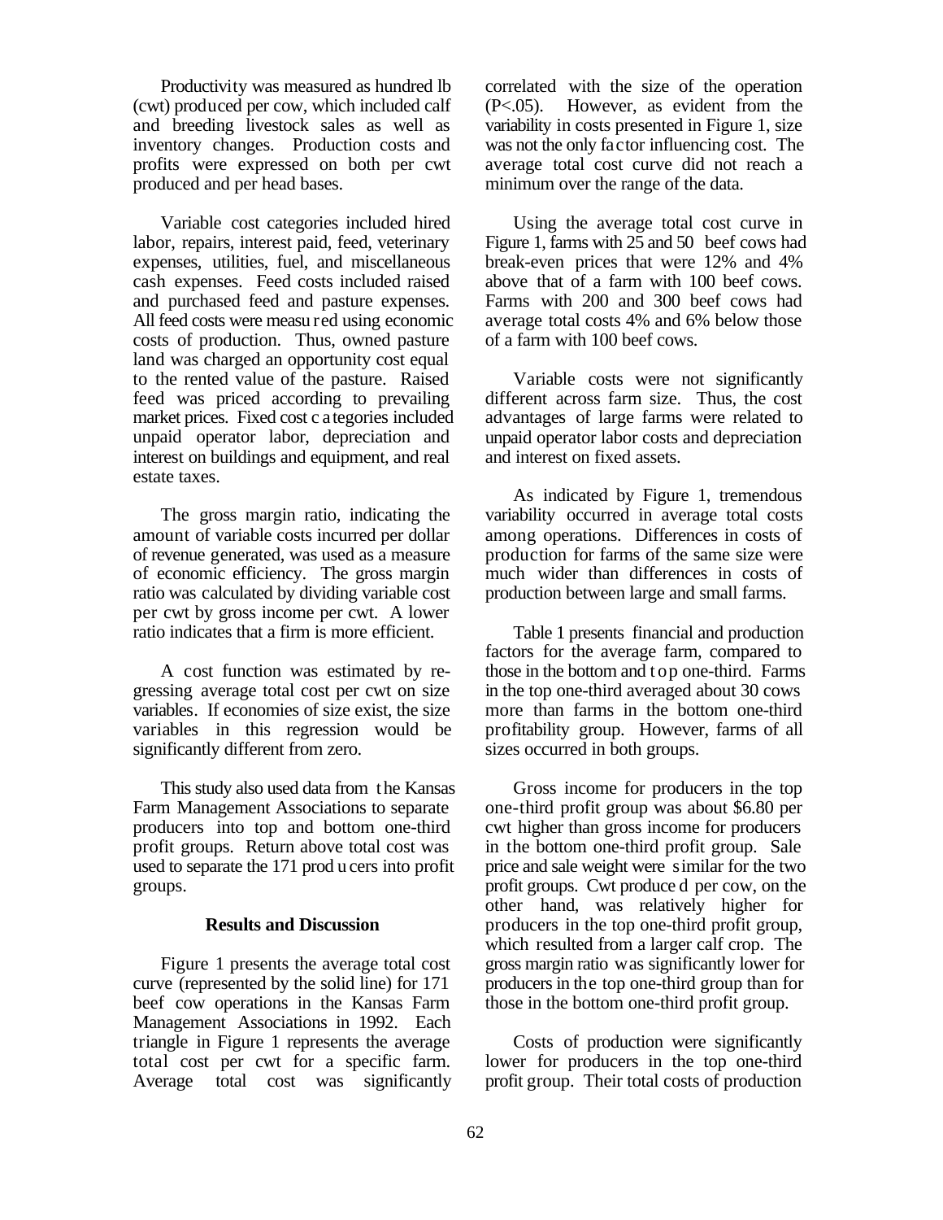Productivity was measured as hundred lb (cwt) produced per cow, which included calf and breeding livestock sales as well as inventory changes. Production costs and profits were expressed on both per cwt produced and per head bases.

Variable cost categories included hired labor, repairs, interest paid, feed, veterinary expenses, utilities, fuel, and miscellaneous cash expenses. Feed costs included raised and purchased feed and pasture expenses. All feed costs were measured using economic costs of production. Thus, owned pasture land was charged an opportunity cost equal to the rented value of the pasture. Raised feed was priced according to prevailing market prices. Fixed cost categories included unpaid operator labor, depreciation and interest on buildings and equipment, and real estate taxes.

The gross margin ratio, indicating the amount of variable costs incurred per dollar of revenue generated, was used as a measure of economic efficiency. The gross margin ratio was calculated by dividing variable cost per cwt by gross income per cwt. A lower ratio indicates that a firm is more efficient.

A cost function was estimated by regressing average total cost per cwt on size variables. If economies of size exist, the size variables in this regression would be significantly different from zero.

This study also used data from the Kansas Farm Management Associations to separate producers into top and bottom one-third profit groups. Return above total cost was used to separate the 171 producers into profit groups.

## Results and Discussion

Figure 1 presents the average total cost curve (represented by the solid line) for 171 beef cow operations in the Kansas Farm Management Associations in 1992. Each triangle in Figure 1 represents the average total cost per cwt for a specific farm. Average total cost was significantly correlated with the size of the operation ($P<.05$). However, as evident from the variability in costs presented in Figure 1, size was not the only factor influencing cost. The average total cost curve did not reach a minimum over the range of the data.

Using the average total cost curve in Figure 1, farms with 25 and 50 beef cows had break-even prices that were 12% and 4% above that of a farm with 100 beef cows. Farms with 200 and 300 beef cows had average total costs 4% and 6% below those of a farm with 100 beef cows.

Variable costs were not significantly different across farm size. Thus, the cost advantages of large farms were related to unpaid operator labor costs and depreciation and interest on fixed assets.

As indicated by Figure 1, tremendous variability occurred in average total costs among operations. Differences in costs of production for farms of the same size were much wider than differences in costs of production between large and small farms.

Table 1 presents financial and production factors for the average farm, compared to those in the bottom and top one-third. Farms in the top one-third averaged about 30 cows more than farms in the bottom one-third profitability group. However, farms of all sizes occurred in both groups.

Gross income for producers in the top one-third profit group was about $6.80 per cwt higher than gross income for producers in the bottom one-third profit group. Sale price and sale weight were similar for the two profit groups. Cwt produced per cow, on the other hand, was relatively higher for producers in the top one-third profit group, which resulted from a larger calf crop. The gross margin ratio was significantly lower for producers in the top one-third group than for those in the bottom one-third profit group.

Costs of production were significantly lower for producers in the top one-third profit group. Their total costs of production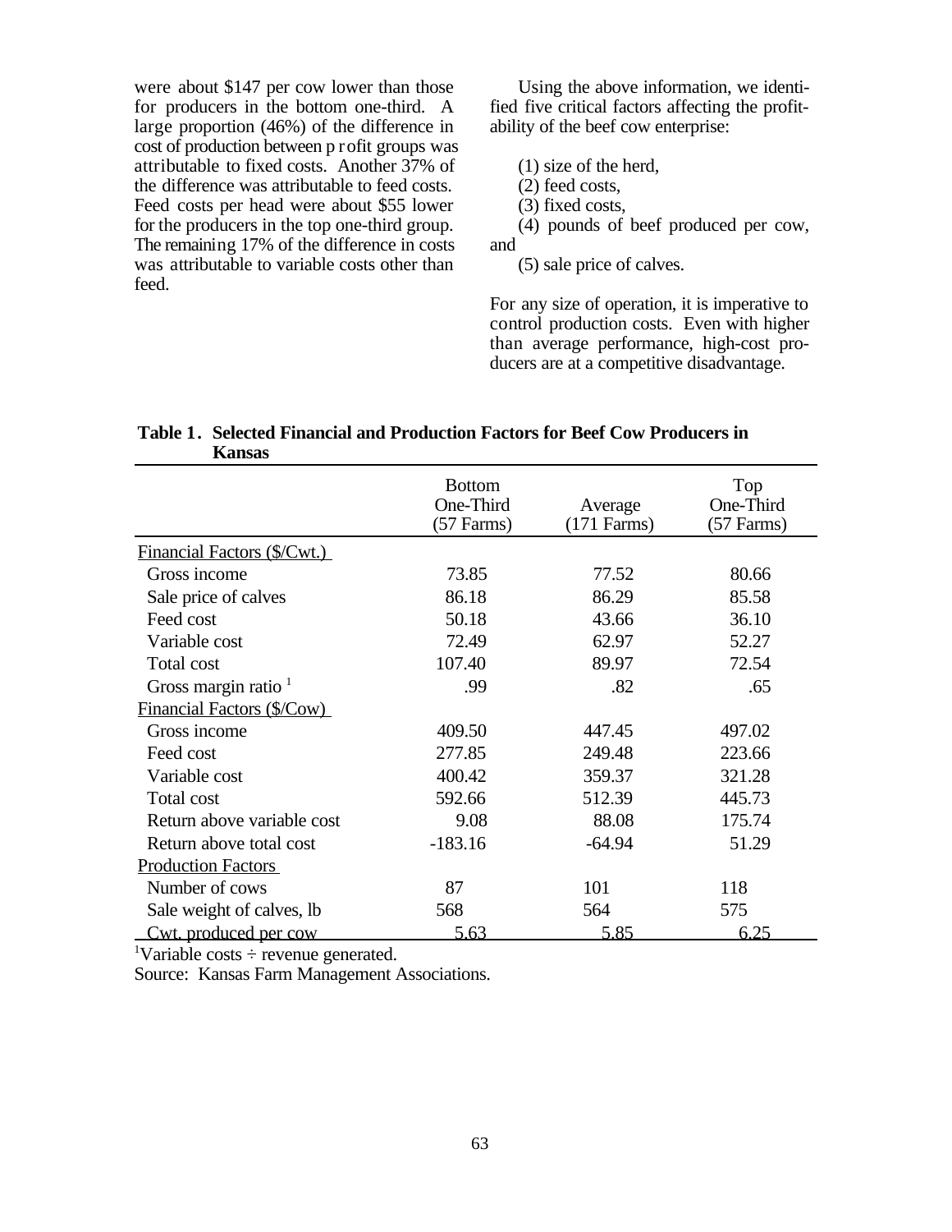were about $147 per cow lower than those for producers in the bottom one-third. A large proportion (46%) of the difference in cost of production between profit groups was attributable to fixed costs. Another 37% of the difference was attributable to feed costs. Feed costs per head were about $55 lower for the producers in the top one-third group. The remaining 17% of the difference in costs was attributable to variable costs other than feed.

Using the above information, we identified five critical factors affecting the profitability of the beef cow enterprise:

(1) size of the herd,
(2) feed costs,
(3) fixed costs,
(4) pounds of beef produced per cow, and
(5) sale price of calves.

For any size of operation, it is imperative to control production costs. Even with higher than average performance, high-cost producers are at a competitive disadvantage.

**Table 1. Selected Financial and Production Factors for Beef Cow Producers in Kansas**

| | Bottom One-Third (57 Farms) | Average (171 Farms) | Top One-Third (57 Farms) |
|---|---|---|---|
| Financial Factors ($/Cwt.) | | | |
| Gross income | 73.85 | 77.52 | 80.66 |
| Sale price of calves | 86.18 | 86.29 | 85.58 |
| Feed cost | 50.18 | 43.66 | 36.10 |
| Variable cost | 72.49 | 62.97 | 52.27 |
| Total cost | 107.40 | 89.97 | 72.54 |
| Gross margin ratio [1] | .99 | .82 | .65 |
| Financial Factors ($/Cow) | | | |
| Gross income | 409.50 | 447.45 | 497.02 |
| Feed cost | 277.85 | 249.48 | 223.66 |
| Variable cost | 400.42 | 359.37 | 321.28 |
| Total cost | 592.66 | 512.39 | 445.73 |
| Return above variable cost | 9.08 | 88.08 | 175.74 |
| Return above total cost | -183.16 | -64.94 | 51.29 |
| Production Factors | | | |
| Number of cows | 87 | 101 | 118 |
| Sale weight of calves, lb | 568 | 564 | 575 |
| Cwt. produced per cow | 5.63 | 5.85 | 6.25 |

[1]Variable costs ÷ revenue generated.

Source: Kansas Farm Management Associations.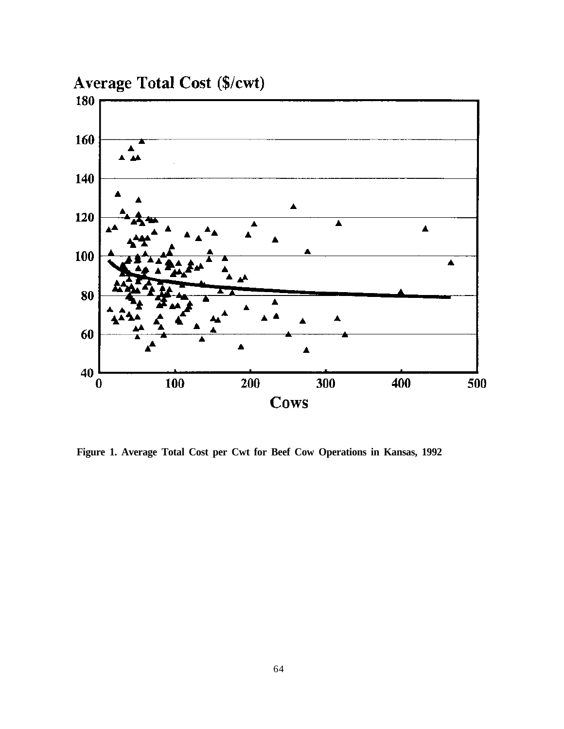Average Total Cost ($/cwt)

180
160
140
120
100
80
60
40

0 100 200 300 400 500

Cows

**Figure 1. Average Total Cost per Cwt for Beef Cow Operations in Kansas, 1992**